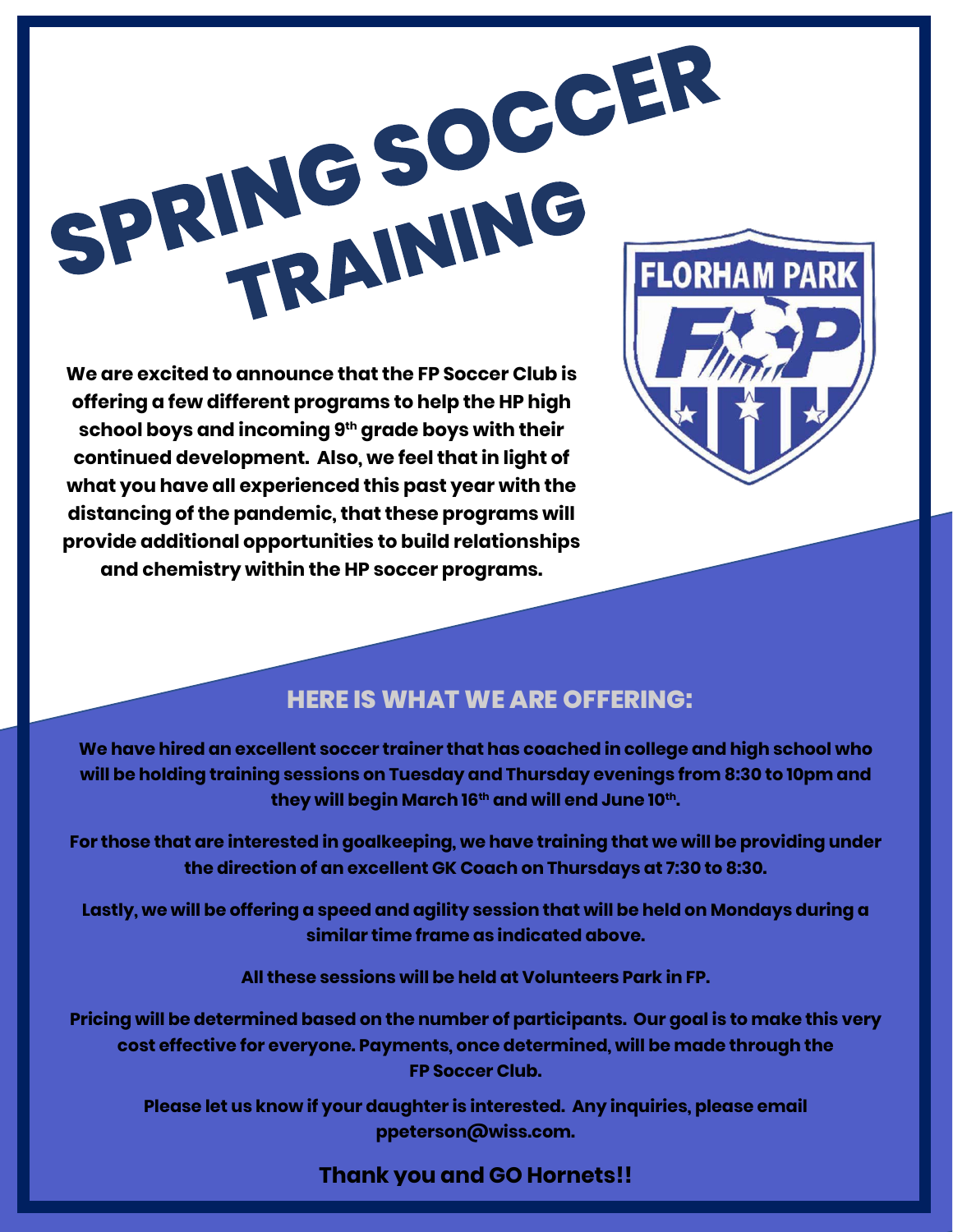# SPRING SOCCER TRAINING

**We are excited to announce that the FP Soccer Club is offering a few different programs to help the HP high school boys and incoming 9th grade boys with their continued development. Also, we feel that in light of what you have all experienced this past year with the distancing of the pandemic, that these programs will provide additional opportunities to build relationships and chemistry within the HP soccer programs.**

## HERE IS WHAT WE ARE OFFERING:

**We have hired an excellent soccer trainer that has coached in college and high school who will be holding training sessions on Tuesday and Thursday evenings from 8:30 to 10pm and they will begin March 16th and will end June 10th.**

**For those that are interested in goalkeeping, we have training that we will be providing under the direction of an excellent GK Coach on Thursdays at 7:30 to 8:30.**

**Lastly, we will be offering a speed and agility session that will be held on Mondays during a similar time frame as indicated above.**

**All these sessions will be held at Volunteers Park in FP.**

**Pricing will be determined based on the number of participants. Our goal is to make this very cost effective for everyone. Payments, once determined, will be made through the FP Soccer Club.**

**Please let us know if your daughter is interested. Any inquiries, please email ppeterson@wiss.com.**

**Thank you and GO Hornets!!**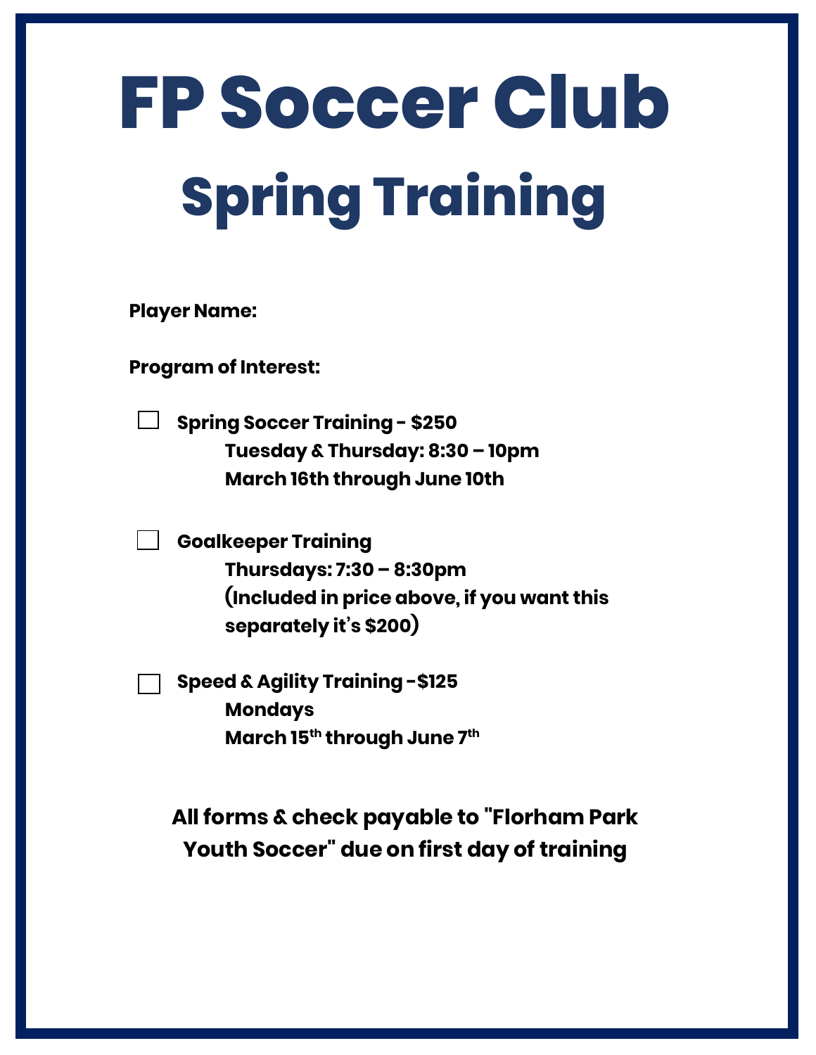# FP Soccer Club

## Spring Training

**Player Name:**

**Program of Interest:**

- ☐ **Spring Soccer Training - $250**
  **Tuesday & Thursday: 8:30 – 10pm**
  **March 16th through June 10th**

- ☐ **Goalkeeper Training**
  **Thursdays: 7:30 – 8:30pm**
  **(Included in price above, if you want this separately it's $200)**

- ☐ **Speed & Agility Training -$125**
  **Mondays**
  **March 15th through June 7th**

**All forms & check payable to "Florham Park Youth Soccer" due on first day of training**